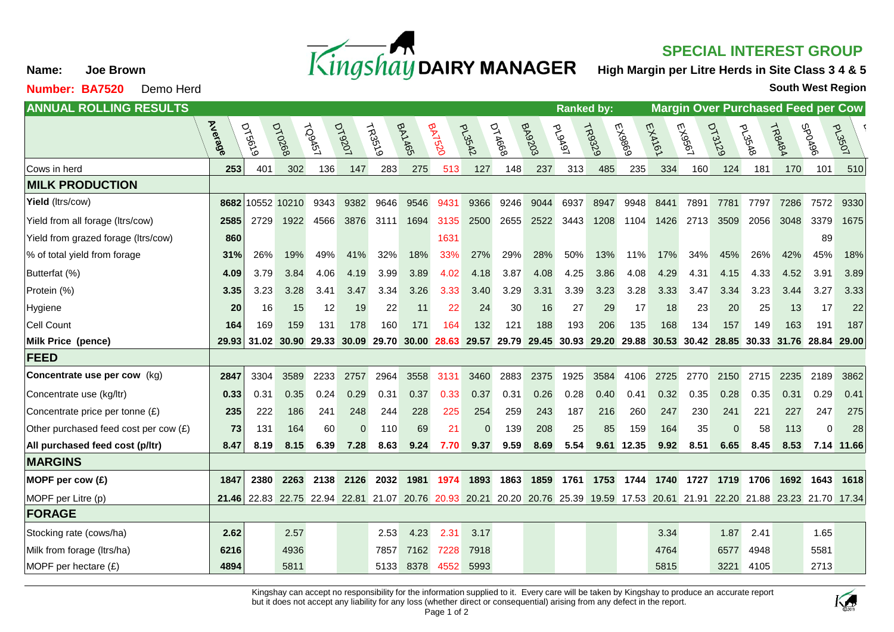**Name:** **Joe Brown**

**Number: BA7520** Demo Herd

# Kingshay DAIRY MANAGER

## SPECIAL INTEREST GROUP

**High Margin per Litre Herds in Site Class 3 4 & 5**

**South West Region**

## ANNUAL ROLLING RESULTS

**Ranked by:** **Margin Over Purchased Feed per Cow**

| | Average | DT5619 | DT0268 | TQ9457 | DT9207 | TR3519 | BA1465 | BA7520 | PL3542 | DT4668 | BA9203 | PL9497 | TR9329 | EX9869 | EX4161 | EX9567 | DT3129 | PL3548 | TR8484 | SP0496 | PL3507 |
|---|---|---|---|---|---|---|---|---|---|---|---|---|---|---|---|---|---|---|---|---|---|
| Cows in herd | **253** | 401 | 302 | 136 | 147 | 283 | 275 | 513 | 127 | 148 | 237 | 313 | 485 | 235 | 334 | 160 | 124 | 181 | 170 | 101 | 510 |
| **MILK PRODUCTION** | | | | | | | | | | | | | | | | | | | | | |
| **Yield** (ltrs/cow) | **8682** | 10552 | 10210 | 9343 | 9382 | 9646 | 9546 | 9431 | 9366 | 9246 | 9044 | 6937 | 8947 | 9948 | 8441 | 7891 | 7781 | 7797 | 7286 | 7572 | 9330 |
| Yield from all forage (ltrs/cow) | **2585** | 2729 | 1922 | 4566 | 3876 | 3111 | 1694 | 3135 | 2500 | 2655 | 2522 | 3443 | 1208 | 1104 | 1426 | 2713 | 3509 | 2056 | 3048 | 3379 | 1675 |
| Yield from grazed forage (ltrs/cow) | **860** | | | | | | | 1631 | | | | | | | | | | | | 89 | |
| % of total yield from forage | **31%** | 26% | 19% | 49% | 41% | 32% | 18% | 33% | 27% | 29% | 28% | 50% | 13% | 11% | 17% | 34% | 45% | 26% | 42% | 45% | 18% |
| Butterfat (%) | **4.09** | 3.79 | 3.84 | 4.06 | 4.19 | 3.99 | 3.89 | 4.02 | 4.18 | 3.87 | 4.08 | 4.25 | 3.86 | 4.08 | 4.29 | 4.31 | 4.15 | 4.33 | 4.52 | 3.91 | 3.89 |
| Protein (%) | **3.35** | 3.23 | 3.28 | 3.41 | 3.47 | 3.34 | 3.26 | 3.33 | 3.40 | 3.29 | 3.31 | 3.39 | 3.23 | 3.28 | 3.33 | 3.47 | 3.34 | 3.23 | 3.44 | 3.27 | 3.33 |
| Hygiene | **20** | 16 | 15 | 12 | 19 | 22 | 11 | 22 | 24 | 30 | 16 | 27 | 29 | 17 | 18 | 23 | 20 | 25 | 13 | 17 | 22 |
| Cell Count | **164** | 169 | 159 | 131 | 178 | 160 | 171 | 164 | 132 | 121 | 188 | 193 | 206 | 135 | 168 | 134 | 157 | 149 | 163 | 191 | 187 |
| **Milk Price (pence)** | **29.93** | **31.02** | **30.90** | **29.33** | **30.09** | **29.70** | **30.00** | **28.63** | **29.57** | **29.79** | **29.45** | **30.93** | **29.20** | **29.88** | **30.53** | **30.42** | **28.85** | **30.33** | **31.76** | **28.84** | **29.00** |
| **FEED** | | | | | | | | | | | | | | | | | | | | | |
| **Concentrate use per cow** (kg) | **2847** | 3304 | 3589 | 2233 | 2757 | 2964 | 3558 | 3131 | 3460 | 2883 | 2375 | 1925 | 3584 | 4106 | 2725 | 2770 | 2150 | 2715 | 2235 | 2189 | 3862 |
| Concentrate use (kg/ltr) | **0.33** | 0.31 | 0.35 | 0.24 | 0.29 | 0.31 | 0.37 | 0.33 | 0.37 | 0.31 | 0.26 | 0.28 | 0.40 | 0.41 | 0.32 | 0.35 | 0.28 | 0.35 | 0.31 | 0.29 | 0.41 |
| Concentrate price per tonne (£) | **235** | 222 | 186 | 241 | 248 | 244 | 228 | 225 | 254 | 259 | 243 | 187 | 216 | 260 | 247 | 230 | 241 | 221 | 227 | 247 | 275 |
| Other purchased feed cost per cow (£) | **73** | 131 | 164 | 60 | 0 | 110 | 69 | 21 | 0 | 139 | 208 | 25 | 85 | 159 | 164 | 35 | 0 | 58 | 113 | 0 | 28 |
| **All purchased feed cost (p/ltr)** | **8.47** | **8.19** | **8.15** | **6.39** | **7.28** | **8.63** | **9.24** | **7.70** | **9.37** | **9.59** | **8.69** | **5.54** | **9.61** | **12.35** | **9.92** | **8.51** | **6.65** | **8.45** | **8.53** | **7.14** | **11.66** |
| **MARGINS** | | | | | | | | | | | | | | | | | | | | | |
| **MOPF per cow (£)** | **1847** | **2380** | **2263** | **2138** | **2126** | **2032** | **1981** | **1974** | **1893** | **1863** | **1859** | **1761** | **1753** | **1744** | **1740** | **1727** | **1719** | **1706** | **1692** | **1643** | **1618** |
| MOPF per Litre (p) | **21.46** | 22.83 | 22.75 | 22.94 | 22.81 | 21.07 | 20.76 | 20.93 | 20.21 | 20.20 | 20.76 | 25.39 | 19.59 | 17.53 | 20.61 | 21.91 | 22.20 | 21.88 | 23.23 | 21.70 | 17.34 |
| **FORAGE** | | | | | | | | | | | | | | | | | | | | | |
| Stocking rate (cows/ha) | **2.62** | | 2.57 | | | 2.53 | 4.23 | 2.31 | 3.17 | | | | | | 3.34 | | 1.87 | 2.41 | | 1.65 | |
| Milk from forage (ltrs/ha) | **6216** | | 4936 | | | 7857 | 7162 | 7228 | 7918 | | | | | | 4764 | | 6577 | 4948 | | 5581 | |
| MOPF per hectare (£) | **4894** | | 5811 | | | 5133 | 8378 | 4552 | 5993 | | | | | | 5815 | | 3221 | 4105 | | 2713 | |

Kingshay can accept no responsibility for the information supplied to it. Every care will be taken by Kingshay to produce an accurate report but it does not accept any liability for any loss (whether direct or consequential) arising from any defect in the report.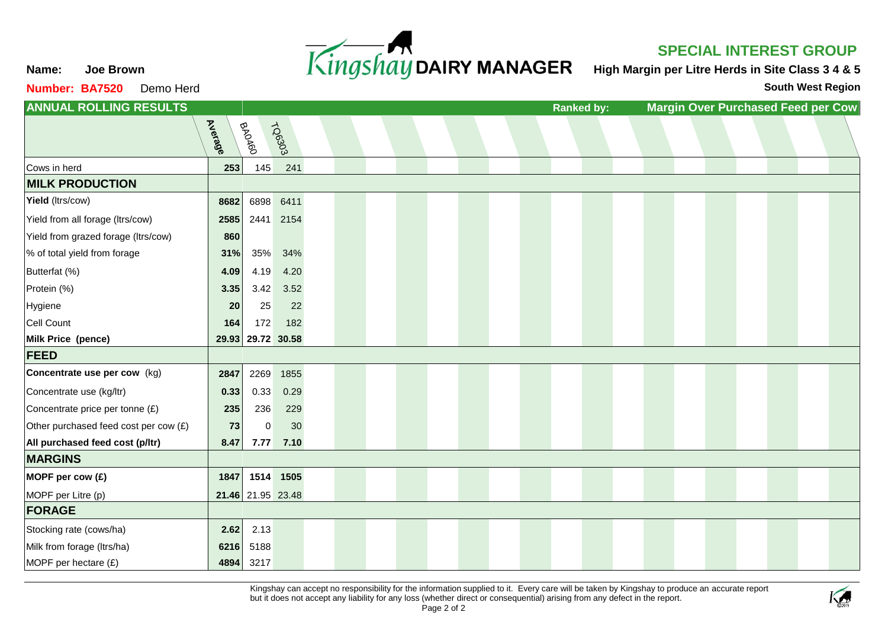**Name:** Joe Brown

**Number: BA7520** Demo Herd

Kingshay DAIRY MANAGER

## SPECIAL INTEREST GROUP

**High Margin per Litre Herds in Site Class 3 4 & 5**

**South West Region**

**ANNUAL ROLLING RESULTS** — **Ranked by: Margin Over Purchased Feed per Cow**

| | Average | BA0460 | TQ6303 |
|---|---|---|---|
| Cows in herd | **253** | 145 | 241 |
| **MILK PRODUCTION** | | | |
| **Yield** (ltrs/cow) | **8682** | 6898 | 6411 |
| Yield from all forage (ltrs/cow) | **2585** | 2441 | 2154 |
| Yield from grazed forage (ltrs/cow) | **860** | | |
| % of total yield from forage | **31%** | 35% | 34% |
| Butterfat (%) | **4.09** | 4.19 | 4.20 |
| Protein (%) | **3.35** | 3.42 | 3.52 |
| Hygiene | **20** | 25 | 22 |
| Cell Count | **164** | 172 | 182 |
| **Milk Price (pence)** | **29.93** | **29.72** | **30.58** |
| **FEED** | | | |
| **Concentrate use per cow** (kg) | **2847** | 2269 | 1855 |
| Concentrate use (kg/ltr) | **0.33** | 0.33 | 0.29 |
| Concentrate price per tonne (£) | **235** | 236 | 229 |
| Other purchased feed cost per cow (£) | **73** | 0 | 30 |
| **All purchased feed cost (p/ltr)** | **8.47** | **7.77** | **7.10** |
| **MARGINS** | | | |
| **MOPF per cow (£)** | **1847** | **1514** | **1505** |
| MOPF per Litre (p) | **21.46** | 21.95 | 23.48 |
| **FORAGE** | | | |
| Stocking rate (cows/ha) | **2.62** | 2.13 | |
| Milk from forage (ltrs/ha) | **6216** | 5188 | |
| MOPF per hectare (£) | **4894** | 3217 | |

Kingshay can accept no responsibility for the information supplied to it. Every care will be taken by Kingshay to produce an accurate report but it does not accept any liability for any loss (whether direct or consequential) arising from any defect in the report.